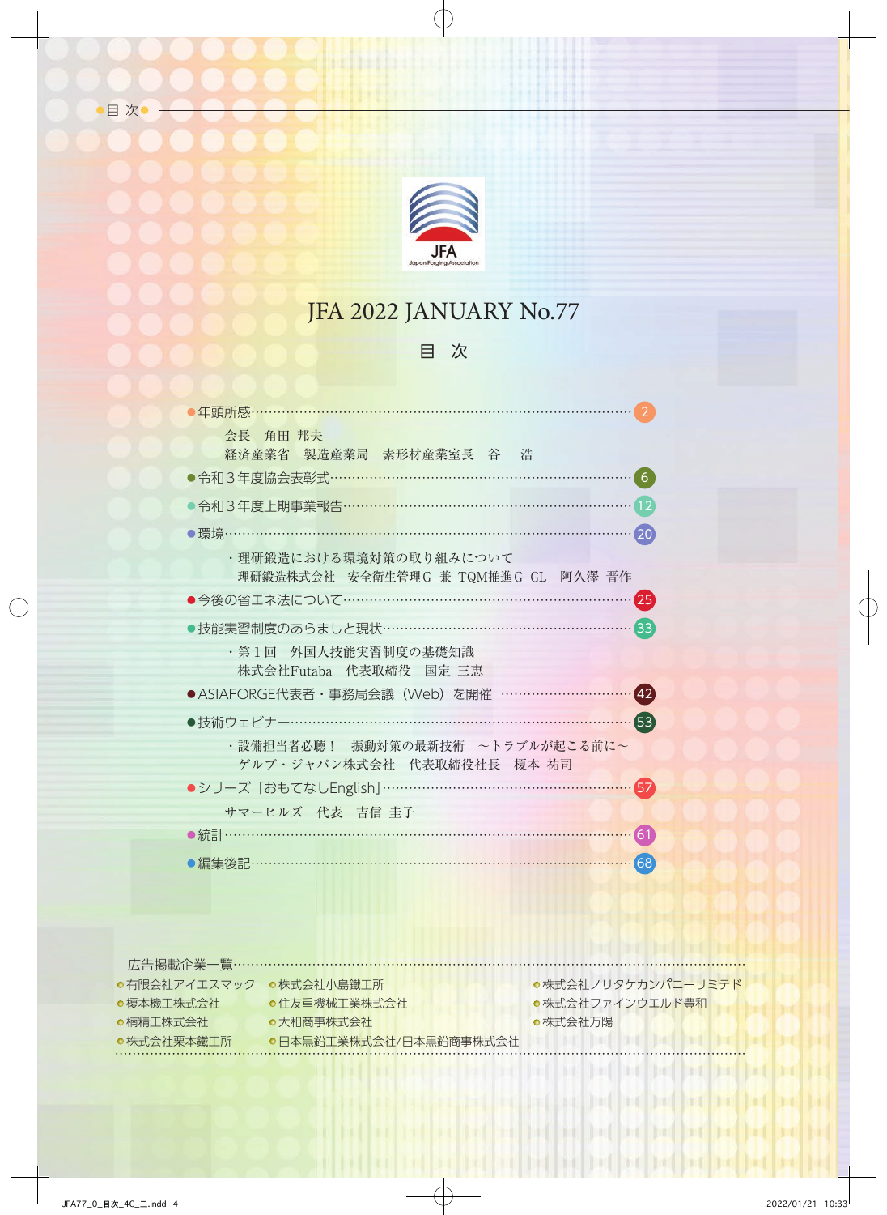# JFA 2022 JANUARY No.77

## 目　次

- 年頭所感 …… 2
  - 会長　角田 邦夫
  - 経済産業省　製造産業局　素形材産業室長　谷　浩
- 令和３年度協会表彰式 …… 6
- 令和３年度上期事業報告 …… 12
- 環境 …… 20
  - ・理研鍛造における環境対策の取り組みについて
  - 理研鍛造株式会社　安全衛生管理G 兼 TQM推進G GL　阿久澤 晋作
- 今後の省エネ法について …… 25
- 技能実習制度のあらましと現状 …… 33
  - ・第１回　外国人技能実習制度の基礎知識
  - 株式会社Futaba　代表取締役　国定 三恵
- ASIAFORGE代表者・事務局会議（Web）を開催 …… 42
- 技術ウェビナー …… 53
  - ・設備担当者必聴！　振動対策の最新技術　～トラブルが起こる前に～
  - ゲルブ・ジャパン株式会社　代表取締役社長　榎本 祐司
- シリーズ「おもてなしEnglish」 …… 57
  - サマーヒルズ　代表　吉信 圭子
- 統計 …… 61
- 編集後記 …… 68

### 広告掲載企業一覧

- 有限会社アイエスマック
- 榎本機工株式会社
- 楠精工株式会社
- 株式会社栗本鐵工所
- 株式会社小島鐵工所
- 住友重機械工業株式会社
- 大和商事株式会社
- 日本黒鉛工業株式会社/日本黒鉛商事株式会社
- 株式会社ノリタケカンパニーリミテド
- 株式会社ファインウエルド豊和
- 株式会社万陽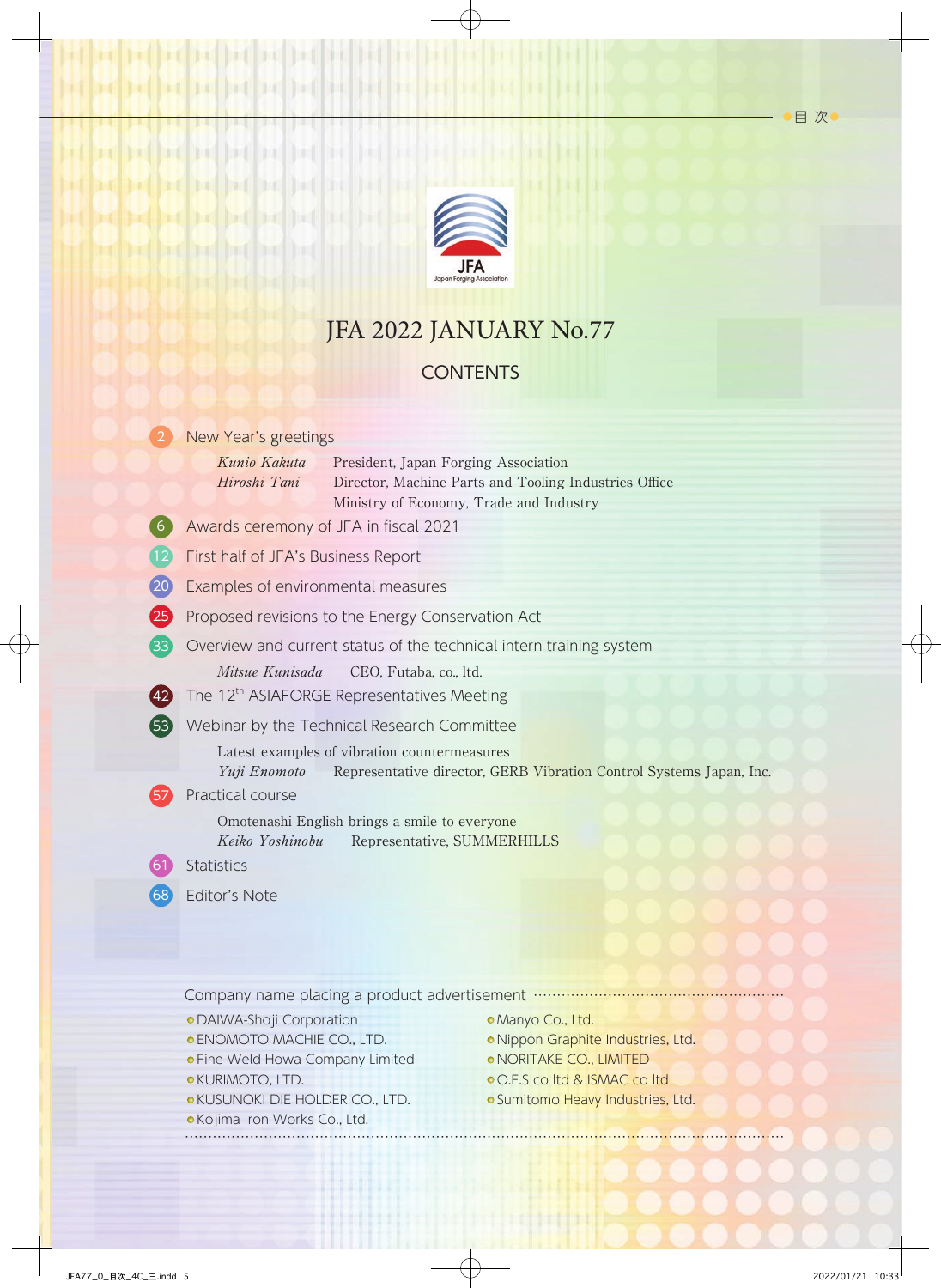# JFA 2022 JANUARY No.77

## CONTENTS

2 New Year's greetings

*Kunio Kakuta* President, Japan Forging Association
*Hiroshi Tani* Director, Machine Parts and Tooling Industries Office Ministry of Economy, Trade and Industry

6 Awards ceremony of JFA in fiscal 2021

12 First half of JFA's Business Report

20 Examples of environmental measures

25 Proposed revisions to the Energy Conservation Act

33 Overview and current status of the technical intern training system

*Mitsue Kunisada* CEO, Futaba, co., ltd.

42 The 12th ASIAFORGE Representatives Meeting

53 Webinar by the Technical Research Committee

Latest examples of vibration countermeasures
*Yuji Enomoto* Representative director, GERB Vibration Control Systems Japan, Inc.

57 Practical course

Omotenashi English brings a smile to everyone
*Keiko Yoshinobu* Representative, SUMMERHILLS

61 Statistics

68 Editor's Note

Company name placing a product advertisement

- DAIWA-Shoji Corporation
- ENOMOTO MACHIE CO., LTD.
- Fine Weld Howa Company Limited
- KURIMOTO, LTD.
- KUSUNOKI DIE HOLDER CO., LTD.
- Kojima Iron Works Co., Ltd.
- Manyo Co., Ltd.
- Nippon Graphite Industries, Ltd.
- NORITAKE CO., LIMITED
- O.F.S co ltd & ISMAC co ltd
- Sumitomo Heavy Industries, Ltd.